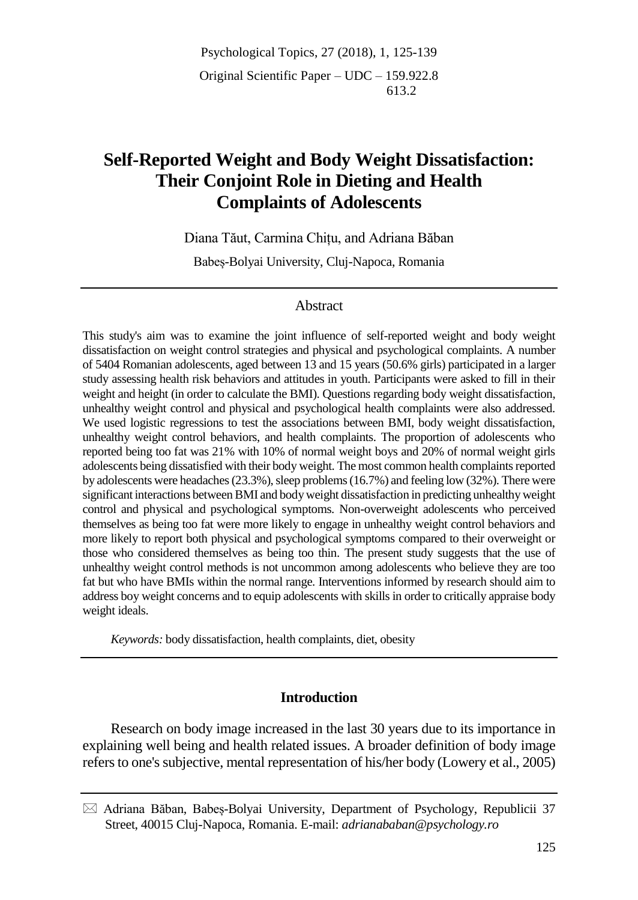Original Scientific Paper – UDC – 159.922.8
613.2

# Self-Reported Weight and Body Weight Dissatisfaction: Their Conjoint Role in Dieting and Health Complaints of Adolescents

Diana Tăut, Carmina Chițu, and Adriana Băban

Babeș-Bolyai University, Cluj-Napoca, Romania

## Abstract

This study's aim was to examine the joint influence of self-reported weight and body weight dissatisfaction on weight control strategies and physical and psychological complaints. A number of 5404 Romanian adolescents, aged between 13 and 15 years (50.6% girls) participated in a larger study assessing health risk behaviors and attitudes in youth. Participants were asked to fill in their weight and height (in order to calculate the BMI). Questions regarding body weight dissatisfaction, unhealthy weight control and physical and psychological health complaints were also addressed. We used logistic regressions to test the associations between BMI, body weight dissatisfaction, unhealthy weight control behaviors, and health complaints. The proportion of adolescents who reported being too fat was 21% with 10% of normal weight boys and 20% of normal weight girls adolescents being dissatisfied with their body weight. The most common health complaints reported by adolescents were headaches (23.3%), sleep problems (16.7%) and feeling low (32%). There were significant interactions between BMI and body weight dissatisfaction in predicting unhealthy weight control and physical and psychological symptoms. Non-overweight adolescents who perceived themselves as being too fat were more likely to engage in unhealthy weight control behaviors and more likely to report both physical and psychological symptoms compared to their overweight or those who considered themselves as being too thin. The present study suggests that the use of unhealthy weight control methods is not uncommon among adolescents who believe they are too fat but who have BMIs within the normal range. Interventions informed by research should aim to address boy weight concerns and to equip adolescents with skills in order to critically appraise body weight ideals.

*Keywords:* body dissatisfaction, health complaints, diet, obesity

## Introduction

Research on body image increased in the last 30 years due to its importance in explaining well being and health related issues. A broader definition of body image refers to one's subjective, mental representation of his/her body (Lowery et al., 2005)

✉ Adriana Băban, Babeș-Bolyai University, Department of Psychology, Republicii 37 Street, 40015 Cluj-Napoca, Romania. E-mail: *adrianababan@psychology.ro*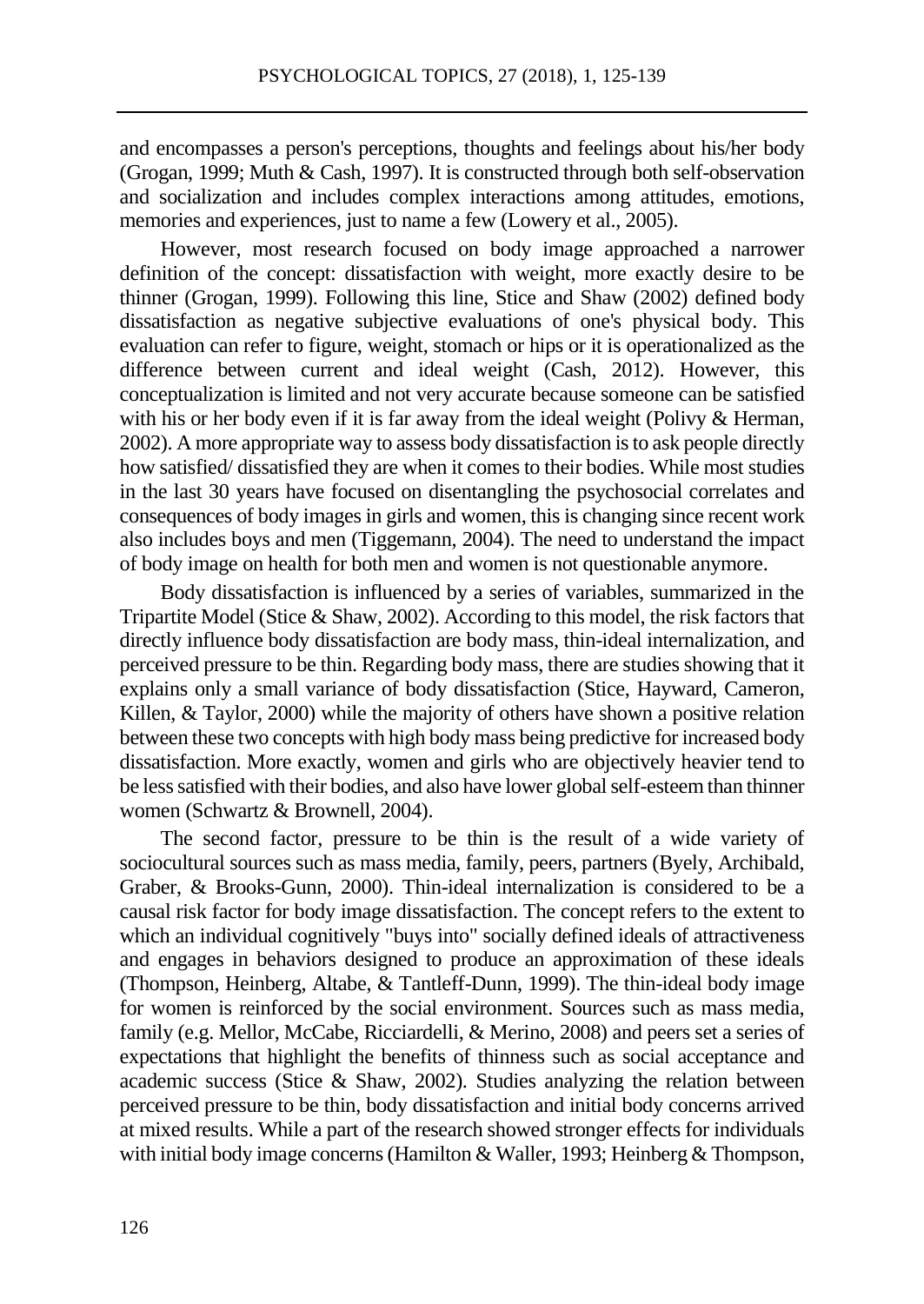and encompasses a person's perceptions, thoughts and feelings about his/her body (Grogan, 1999; Muth & Cash, 1997). It is constructed through both self-observation and socialization and includes complex interactions among attitudes, emotions, memories and experiences, just to name a few (Lowery et al., 2005).

However, most research focused on body image approached a narrower definition of the concept: dissatisfaction with weight, more exactly desire to be thinner (Grogan, 1999). Following this line, Stice and Shaw (2002) defined body dissatisfaction as negative subjective evaluations of one's physical body. This evaluation can refer to figure, weight, stomach or hips or it is operationalized as the difference between current and ideal weight (Cash, 2012). However, this conceptualization is limited and not very accurate because someone can be satisfied with his or her body even if it is far away from the ideal weight (Polivy & Herman, 2002). A more appropriate way to assess body dissatisfaction is to ask people directly how satisfied/ dissatisfied they are when it comes to their bodies. While most studies in the last 30 years have focused on disentangling the psychosocial correlates and consequences of body images in girls and women, this is changing since recent work also includes boys and men (Tiggemann, 2004). The need to understand the impact of body image on health for both men and women is not questionable anymore.

Body dissatisfaction is influenced by a series of variables, summarized in the Tripartite Model (Stice & Shaw, 2002). According to this model, the risk factors that directly influence body dissatisfaction are body mass, thin-ideal internalization, and perceived pressure to be thin. Regarding body mass, there are studies showing that it explains only a small variance of body dissatisfaction (Stice, Hayward, Cameron, Killen, & Taylor, 2000) while the majority of others have shown a positive relation between these two concepts with high body mass being predictive for increased body dissatisfaction. More exactly, women and girls who are objectively heavier tend to be less satisfied with their bodies, and also have lower global self-esteem than thinner women (Schwartz & Brownell, 2004).

The second factor, pressure to be thin is the result of a wide variety of sociocultural sources such as mass media, family, peers, partners (Byely, Archibald, Graber, & Brooks-Gunn, 2000). Thin-ideal internalization is considered to be a causal risk factor for body image dissatisfaction. The concept refers to the extent to which an individual cognitively "buys into" socially defined ideals of attractiveness and engages in behaviors designed to produce an approximation of these ideals (Thompson, Heinberg, Altabe, & Tantleff-Dunn, 1999). The thin-ideal body image for women is reinforced by the social environment. Sources such as mass media, family (e.g. Mellor, McCabe, Ricciardelli, & Merino, 2008) and peers set a series of expectations that highlight the benefits of thinness such as social acceptance and academic success (Stice & Shaw, 2002). Studies analyzing the relation between perceived pressure to be thin, body dissatisfaction and initial body concerns arrived at mixed results. While a part of the research showed stronger effects for individuals with initial body image concerns (Hamilton & Waller, 1993; Heinberg & Thompson,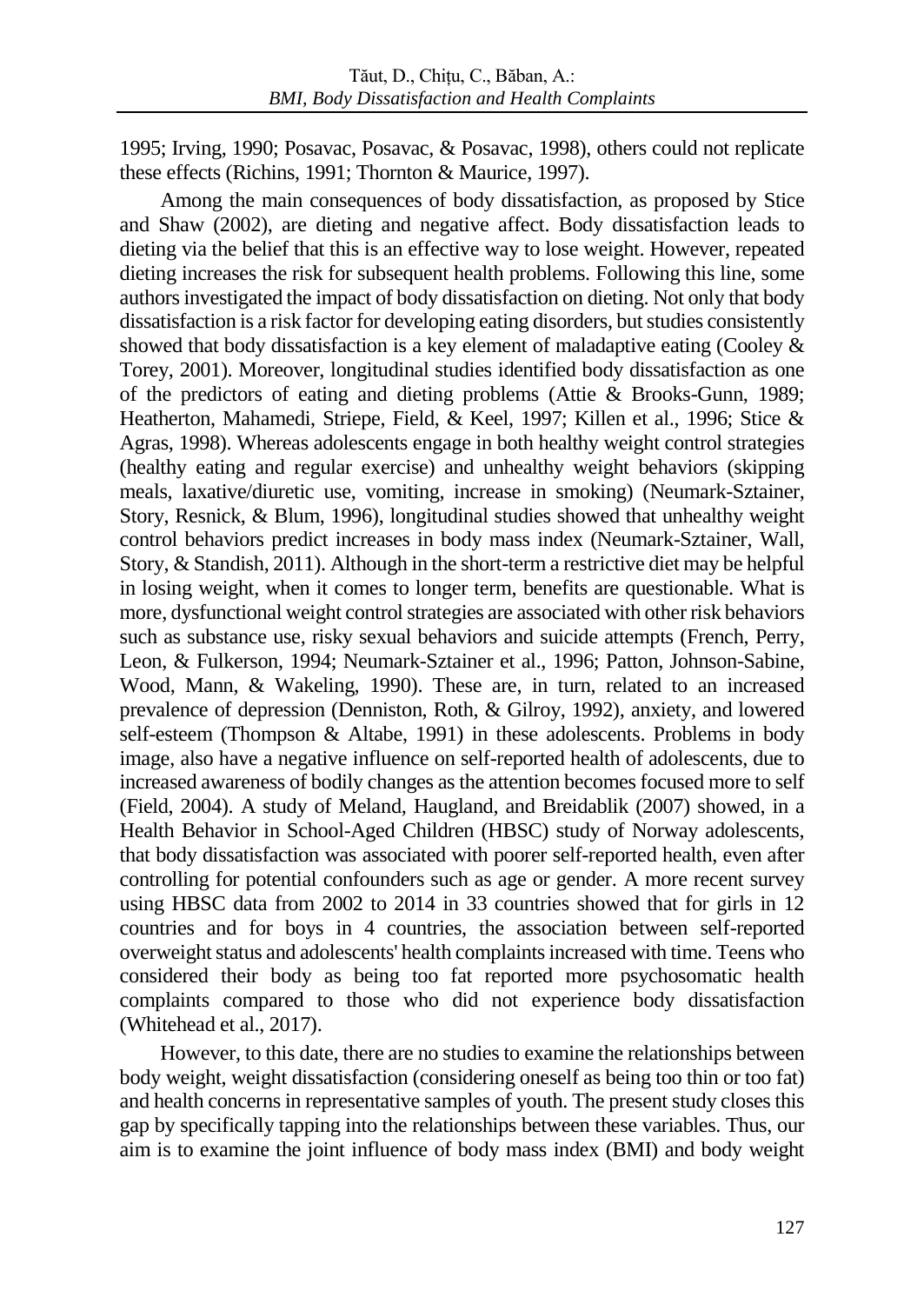1995; Irving, 1990; Posavac, Posavac, & Posavac, 1998), others could not replicate these effects (Richins, 1991; Thornton & Maurice, 1997).

Among the main consequences of body dissatisfaction, as proposed by Stice and Shaw (2002), are dieting and negative affect. Body dissatisfaction leads to dieting via the belief that this is an effective way to lose weight. However, repeated dieting increases the risk for subsequent health problems. Following this line, some authors investigated the impact of body dissatisfaction on dieting. Not only that body dissatisfaction is a risk factor for developing eating disorders, but studies consistently showed that body dissatisfaction is a key element of maladaptive eating (Cooley & Torey, 2001). Moreover, longitudinal studies identified body dissatisfaction as one of the predictors of eating and dieting problems (Attie & Brooks-Gunn, 1989; Heatherton, Mahamedi, Striepe, Field, & Keel, 1997; Killen et al., 1996; Stice & Agras, 1998). Whereas adolescents engage in both healthy weight control strategies (healthy eating and regular exercise) and unhealthy weight behaviors (skipping meals, laxative/diuretic use, vomiting, increase in smoking) (Neumark-Sztainer, Story, Resnick, & Blum, 1996), longitudinal studies showed that unhealthy weight control behaviors predict increases in body mass index (Neumark-Sztainer, Wall, Story, & Standish, 2011). Although in the short-term a restrictive diet may be helpful in losing weight, when it comes to longer term, benefits are questionable. What is more, dysfunctional weight control strategies are associated with other risk behaviors such as substance use, risky sexual behaviors and suicide attempts (French, Perry, Leon, & Fulkerson, 1994; Neumark-Sztainer et al., 1996; Patton, Johnson-Sabine, Wood, Mann, & Wakeling, 1990). These are, in turn, related to an increased prevalence of depression (Denniston, Roth, & Gilroy, 1992), anxiety, and lowered self-esteem (Thompson & Altabe, 1991) in these adolescents. Problems in body image, also have a negative influence on self-reported health of adolescents, due to increased awareness of bodily changes as the attention becomes focused more to self (Field, 2004). A study of Meland, Haugland, and Breidablik (2007) showed, in a Health Behavior in School-Aged Children (HBSC) study of Norway adolescents, that body dissatisfaction was associated with poorer self-reported health, even after controlling for potential confounders such as age or gender. A more recent survey using HBSC data from 2002 to 2014 in 33 countries showed that for girls in 12 countries and for boys in 4 countries, the association between self-reported overweight status and adolescents' health complaints increased with time. Teens who considered their body as being too fat reported more psychosomatic health complaints compared to those who did not experience body dissatisfaction (Whitehead et al., 2017).

However, to this date, there are no studies to examine the relationships between body weight, weight dissatisfaction (considering oneself as being too thin or too fat) and health concerns in representative samples of youth. The present study closes this gap by specifically tapping into the relationships between these variables. Thus, our aim is to examine the joint influence of body mass index (BMI) and body weight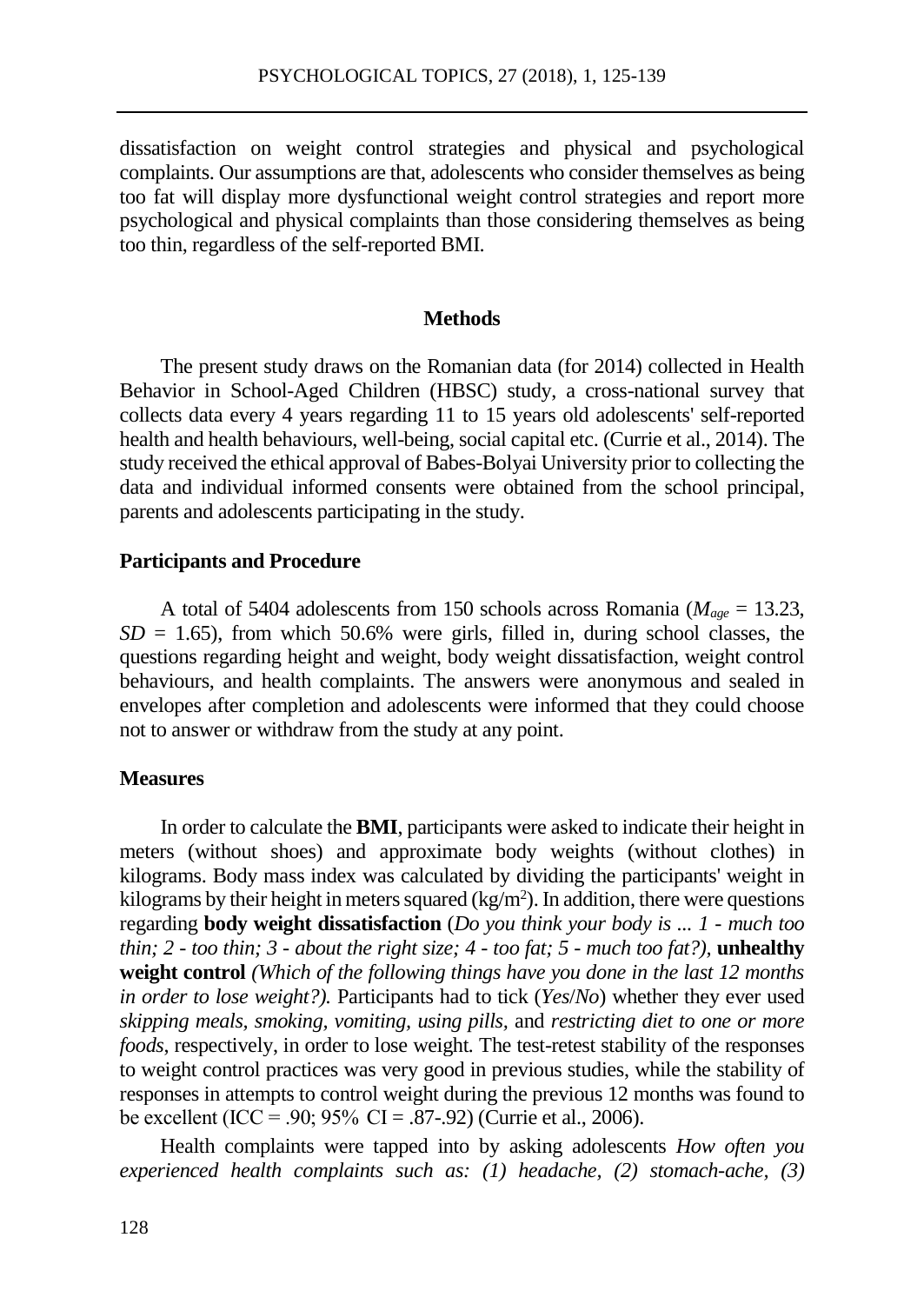dissatisfaction on weight control strategies and physical and psychological complaints. Our assumptions are that, adolescents who consider themselves as being too fat will display more dysfunctional weight control strategies and report more psychological and physical complaints than those considering themselves as being too thin, regardless of the self-reported BMI.

## Methods

The present study draws on the Romanian data (for 2014) collected in Health Behavior in School-Aged Children (HBSC) study, a cross-national survey that collects data every 4 years regarding 11 to 15 years old adolescents' self-reported health and health behaviours, well-being, social capital etc. (Currie et al., 2014). The study received the ethical approval of Babes-Bolyai University prior to collecting the data and individual informed consents were obtained from the school principal, parents and adolescents participating in the study.

### Participants and Procedure

A total of 5404 adolescents from 150 schools across Romania ($M_{age}$ = 13.23, $SD$ = 1.65), from which 50.6% were girls, filled in, during school classes, the questions regarding height and weight, body weight dissatisfaction, weight control behaviours, and health complaints. The answers were anonymous and sealed in envelopes after completion and adolescents were informed that they could choose not to answer or withdraw from the study at any point.

### Measures

In order to calculate the **BMI**, participants were asked to indicate their height in meters (without shoes) and approximate body weights (without clothes) in kilograms. Body mass index was calculated by dividing the participants' weight in kilograms by their height in meters squared ($kg/m^2$). In addition, there were questions regarding **body weight dissatisfaction** (*Do you think your body is ... 1 - much too thin; 2 - too thin; 3 - about the right size; 4 - too fat; 5 - much too fat?),* **unhealthy weight control** *(Which of the following things have you done in the last 12 months in order to lose weight?).* Participants had to tick (*Yes*/*No*) whether they ever used *skipping meals, smoking, vomiting, using pills,* and *restricting diet to one or more foods*, respectively, in order to lose weight. The test-retest stability of the responses to weight control practices was very good in previous studies, while the stability of responses in attempts to control weight during the previous 12 months was found to be excellent (ICC = .90; 95% CI = .87-.92) (Currie et al., 2006).

Health complaints were tapped into by asking adolescents *How often you experienced health complaints such as: (1) headache, (2) stomach-ache, (3)*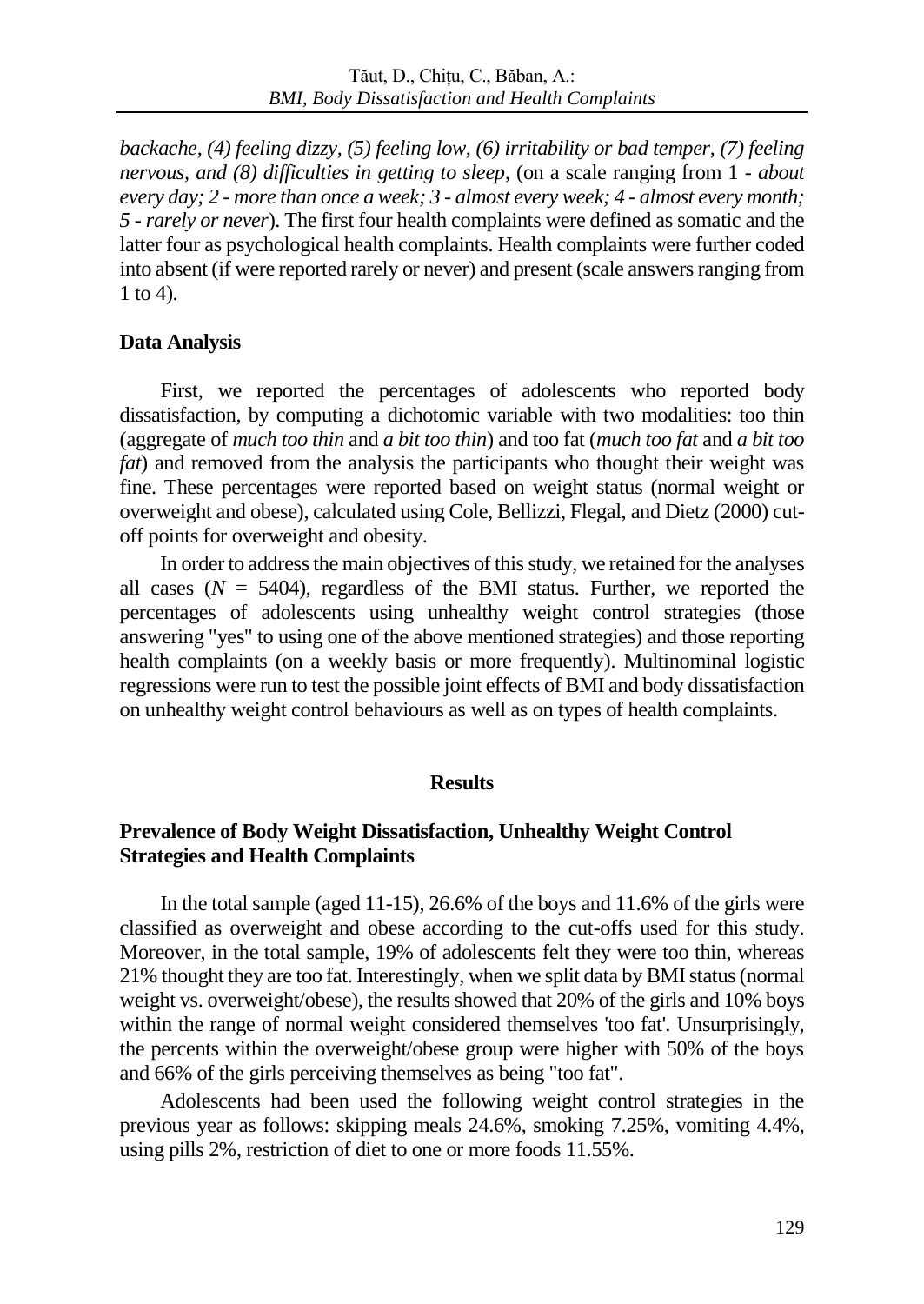*backache, (4) feeling dizzy, (5) feeling low, (6) irritability or bad temper, (7) feeling nervous, and (8) difficulties in getting to sleep*, (on a scale ranging from 1 - *about every day; 2 - more than once a week; 3 - almost every week; 4 - almost every month; 5 - rarely or never*). The first four health complaints were defined as somatic and the latter four as psychological health complaints. Health complaints were further coded into absent (if were reported rarely or never) and present (scale answers ranging from 1 to 4).

### Data Analysis

First, we reported the percentages of adolescents who reported body dissatisfaction, by computing a dichotomic variable with two modalities: too thin (aggregate of *much too thin* and *a bit too thin*) and too fat (*much too fat* and *a bit too fat*) and removed from the analysis the participants who thought their weight was fine. These percentages were reported based on weight status (normal weight or overweight and obese), calculated using Cole, Bellizzi, Flegal, and Dietz (2000) cut-off points for overweight and obesity.

In order to address the main objectives of this study, we retained for the analyses all cases ($N$ = 5404), regardless of the BMI status. Further, we reported the percentages of adolescents using unhealthy weight control strategies (those answering "yes" to using one of the above mentioned strategies) and those reporting health complaints (on a weekly basis or more frequently). Multinominal logistic regressions were run to test the possible joint effects of BMI and body dissatisfaction on unhealthy weight control behaviours as well as on types of health complaints.

## Results

### Prevalence of Body Weight Dissatisfaction, Unhealthy Weight Control Strategies and Health Complaints

In the total sample (aged 11-15), 26.6% of the boys and 11.6% of the girls were classified as overweight and obese according to the cut-offs used for this study. Moreover, in the total sample, 19% of adolescents felt they were too thin, whereas 21% thought they are too fat. Interestingly, when we split data by BMI status (normal weight vs. overweight/obese), the results showed that 20% of the girls and 10% boys within the range of normal weight considered themselves 'too fat'. Unsurprisingly, the percents within the overweight/obese group were higher with 50% of the boys and 66% of the girls perceiving themselves as being "too fat".

Adolescents had been used the following weight control strategies in the previous year as follows: skipping meals 24.6%, smoking 7.25%, vomiting 4.4%, using pills 2%, restriction of diet to one or more foods 11.55%.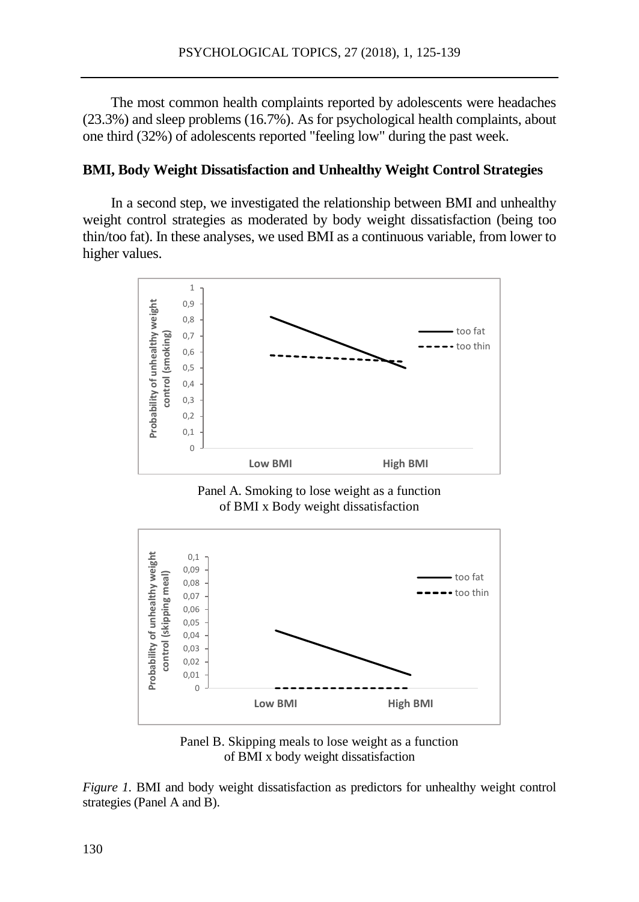The most common health complaints reported by adolescents were headaches (23.3%) and sleep problems (16.7%). As for psychological health complaints, about one third (32%) of adolescents reported "feeling low" during the past week.

### BMI, Body Weight Dissatisfaction and Unhealthy Weight Control Strategies

In a second step, we investigated the relationship between BMI and unhealthy weight control strategies as moderated by body weight dissatisfaction (being too thin/too fat). In these analyses, we used BMI as a continuous variable, from lower to higher values.

Panel A. Smoking to lose weight as a function of BMI x Body weight dissatisfaction

Panel B. Skipping meals to lose weight as a function of BMI x body weight dissatisfaction

*Figure 1.* BMI and body weight dissatisfaction as predictors for unhealthy weight control strategies (Panel A and B).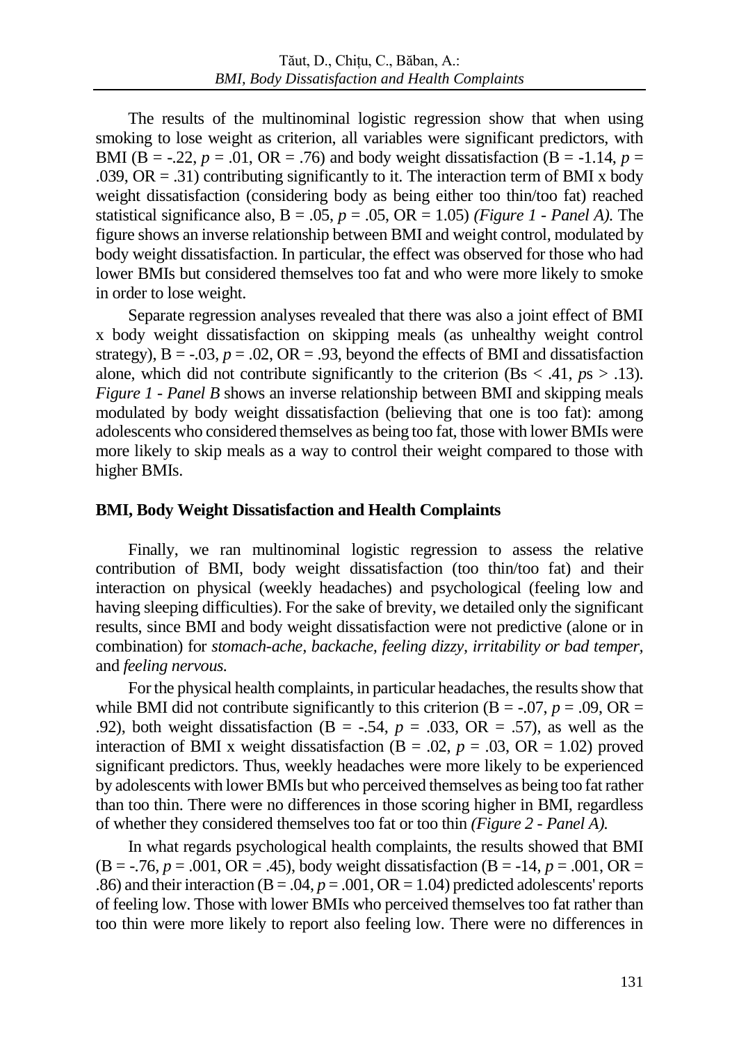The results of the multinominal logistic regression show that when using smoking to lose weight as criterion, all variables were significant predictors, with BMI (B = -.22, $p$ = .01, OR = .76) and body weight dissatisfaction (B = -1.14, $p$ = .039, OR = .31) contributing significantly to it. The interaction term of BMI x body weight dissatisfaction (considering body as being either too thin/too fat) reached statistical significance also, B = .05, $p$ = .05, OR = 1.05) *(Figure 1 - Panel A).* The figure shows an inverse relationship between BMI and weight control, modulated by body weight dissatisfaction. In particular, the effect was observed for those who had lower BMIs but considered themselves too fat and who were more likely to smoke in order to lose weight.

Separate regression analyses revealed that there was also a joint effect of BMI x body weight dissatisfaction on skipping meals (as unhealthy weight control strategy), B = -.03, $p$ = .02, OR = .93, beyond the effects of BMI and dissatisfaction alone, which did not contribute significantly to the criterion (Bs < .41, $p$s > .13). *Figure 1 - Panel B* shows an inverse relationship between BMI and skipping meals modulated by body weight dissatisfaction (believing that one is too fat): among adolescents who considered themselves as being too fat, those with lower BMIs were more likely to skip meals as a way to control their weight compared to those with higher BMIs.

### BMI, Body Weight Dissatisfaction and Health Complaints

Finally, we ran multinominal logistic regression to assess the relative contribution of BMI, body weight dissatisfaction (too thin/too fat) and their interaction on physical (weekly headaches) and psychological (feeling low and having sleeping difficulties). For the sake of brevity, we detailed only the significant results, since BMI and body weight dissatisfaction were not predictive (alone or in combination) for *stomach-ache, backache, feeling dizzy, irritability or bad temper,* and *feeling nervous.*

For the physical health complaints, in particular headaches, the results show that while BMI did not contribute significantly to this criterion (B = -.07, $p$ = .09, OR = .92), both weight dissatisfaction (B = -.54, $p$ = .033, OR = .57), as well as the interaction of BMI x weight dissatisfaction (B = .02, $p$ = .03, OR = 1.02) proved significant predictors. Thus, weekly headaches were more likely to be experienced by adolescents with lower BMIs but who perceived themselves as being too fat rather than too thin. There were no differences in those scoring higher in BMI, regardless of whether they considered themselves too fat or too thin *(Figure 2 - Panel A).*

In what regards psychological health complaints, the results showed that BMI (B = -.76, $p$ = .001, OR = .45), body weight dissatisfaction (B = -14, $p$ = .001, OR = .86) and their interaction (B = .04, $p$ = .001, OR = 1.04) predicted adolescents' reports of feeling low. Those with lower BMIs who perceived themselves too fat rather than too thin were more likely to report also feeling low. There were no differences in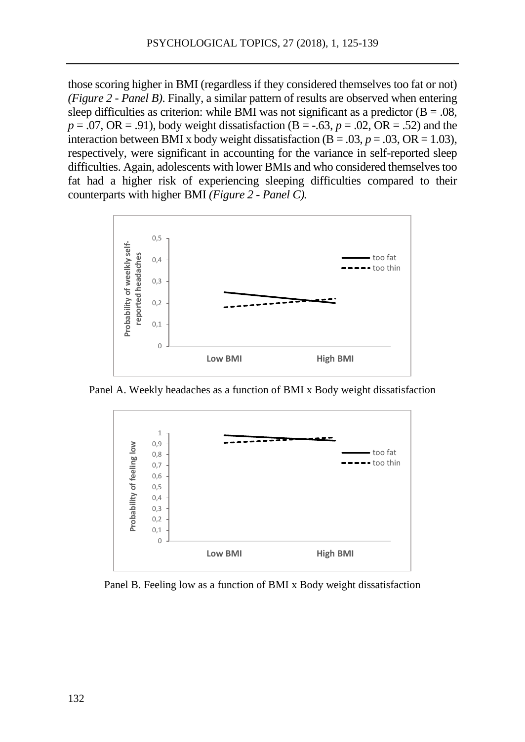those scoring higher in BMI (regardless if they considered themselves too fat or not) *(Figure 2 - Panel B)*. Finally, a similar pattern of results are observed when entering sleep difficulties as criterion: while BMI was not significant as a predictor (B = .08, $p$ = .07, OR = .91), body weight dissatisfaction (B = -.63, $p$ = .02, OR = .52) and the interaction between BMI x body weight dissatisfaction (B = .03, $p$ = .03, OR = 1.03), respectively, were significant in accounting for the variance in self-reported sleep difficulties. Again, adolescents with lower BMIs and who considered themselves too fat had a higher risk of experiencing sleeping difficulties compared to their counterparts with higher BMI *(Figure 2 - Panel C).*

Panel A. Weekly headaches as a function of BMI x Body weight dissatisfaction

Panel B. Feeling low as a function of BMI x Body weight dissatisfaction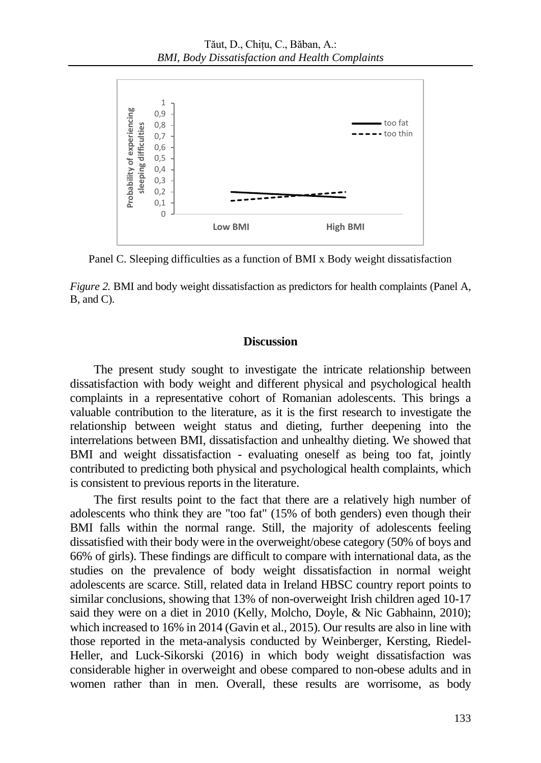Panel C. Sleeping difficulties as a function of BMI x Body weight dissatisfaction

*Figure 2.* BMI and body weight dissatisfaction as predictors for health complaints (Panel A, B, and C).

## Discussion

The present study sought to investigate the intricate relationship between dissatisfaction with body weight and different physical and psychological health complaints in a representative cohort of Romanian adolescents. This brings a valuable contribution to the literature, as it is the first research to investigate the relationship between weight status and dieting, further deepening into the interrelations between BMI, dissatisfaction and unhealthy dieting. We showed that BMI and weight dissatisfaction - evaluating oneself as being too fat, jointly contributed to predicting both physical and psychological health complaints, which is consistent to previous reports in the literature.

The first results point to the fact that there are a relatively high number of adolescents who think they are "too fat" (15% of both genders) even though their BMI falls within the normal range. Still, the majority of adolescents feeling dissatisfied with their body were in the overweight/obese category (50% of boys and 66% of girls). These findings are difficult to compare with international data, as the studies on the prevalence of body weight dissatisfaction in normal weight adolescents are scarce. Still, related data in Ireland HBSC country report points to similar conclusions, showing that 13% of non-overweight Irish children aged 10-17 said they were on a diet in 2010 (Kelly, Molcho, Doyle, & Nic Gabhainn, 2010); which increased to 16% in 2014 (Gavin et al., 2015). Our results are also in line with those reported in the meta-analysis conducted by Weinberger, Kersting, Riedel-Heller, and Luck-Sikorski (2016) in which body weight dissatisfaction was considerable higher in overweight and obese compared to non-obese adults and in women rather than in men. Overall, these results are worrisome, as body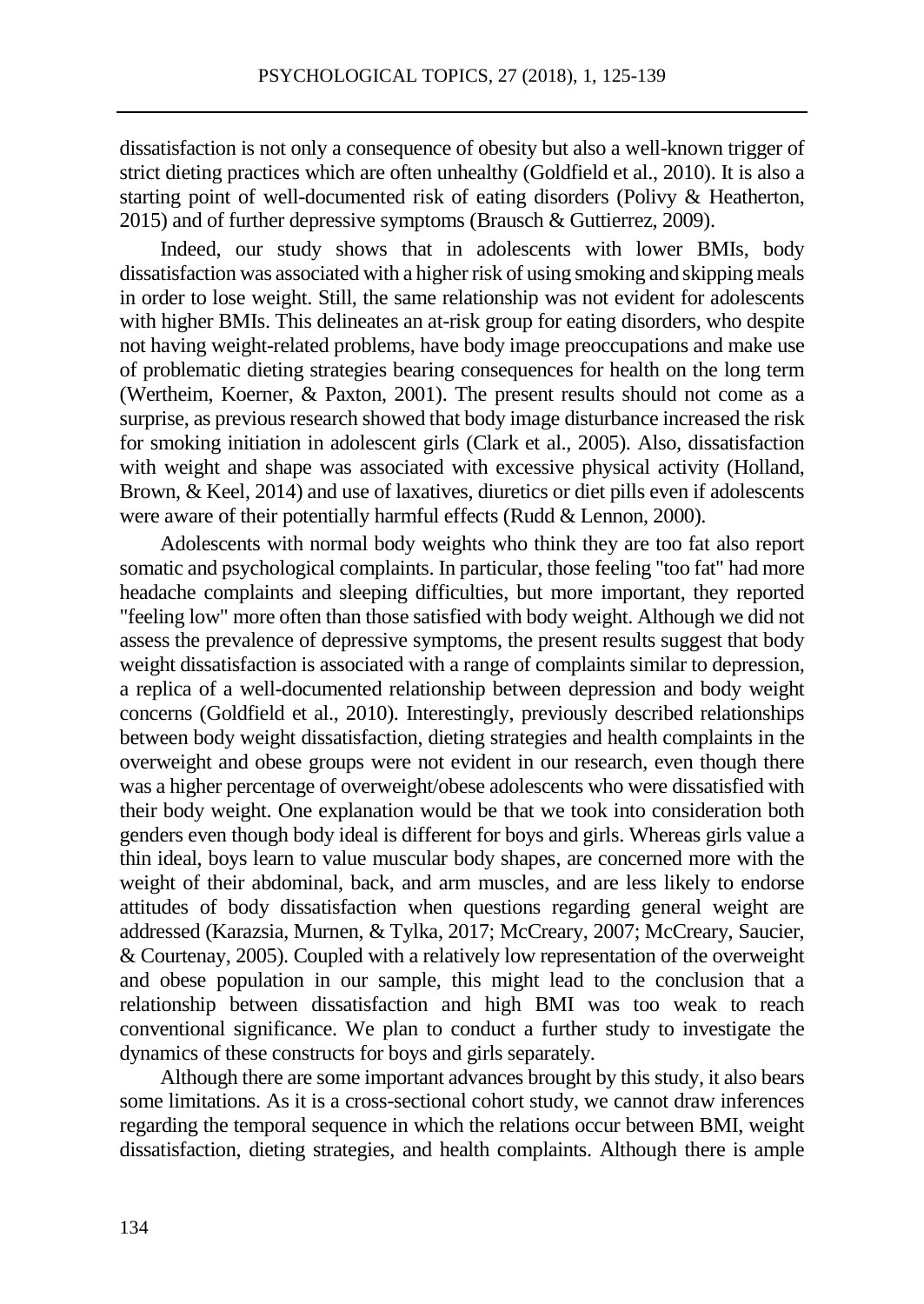dissatisfaction is not only a consequence of obesity but also a well-known trigger of strict dieting practices which are often unhealthy (Goldfield et al., 2010). It is also a starting point of well-documented risk of eating disorders (Polivy & Heatherton, 2015) and of further depressive symptoms (Brausch & Guttierrez, 2009).

Indeed, our study shows that in adolescents with lower BMIs, body dissatisfaction was associated with a higher risk of using smoking and skipping meals in order to lose weight. Still, the same relationship was not evident for adolescents with higher BMIs. This delineates an at-risk group for eating disorders, who despite not having weight-related problems, have body image preoccupations and make use of problematic dieting strategies bearing consequences for health on the long term (Wertheim, Koerner, & Paxton, 2001). The present results should not come as a surprise, as previous research showed that body image disturbance increased the risk for smoking initiation in adolescent girls (Clark et al., 2005). Also, dissatisfaction with weight and shape was associated with excessive physical activity (Holland, Brown, & Keel, 2014) and use of laxatives, diuretics or diet pills even if adolescents were aware of their potentially harmful effects (Rudd & Lennon, 2000).

Adolescents with normal body weights who think they are too fat also report somatic and psychological complaints. In particular, those feeling "too fat" had more headache complaints and sleeping difficulties, but more important, they reported "feeling low" more often than those satisfied with body weight. Although we did not assess the prevalence of depressive symptoms, the present results suggest that body weight dissatisfaction is associated with a range of complaints similar to depression, a replica of a well-documented relationship between depression and body weight concerns (Goldfield et al., 2010). Interestingly, previously described relationships between body weight dissatisfaction, dieting strategies and health complaints in the overweight and obese groups were not evident in our research, even though there was a higher percentage of overweight/obese adolescents who were dissatisfied with their body weight. One explanation would be that we took into consideration both genders even though body ideal is different for boys and girls. Whereas girls value a thin ideal, boys learn to value muscular body shapes, are concerned more with the weight of their abdominal, back, and arm muscles, and are less likely to endorse attitudes of body dissatisfaction when questions regarding general weight are addressed (Karazsia, Murnen, & Tylka, 2017; McCreary, 2007; McCreary, Saucier, & Courtenay, 2005). Coupled with a relatively low representation of the overweight and obese population in our sample, this might lead to the conclusion that a relationship between dissatisfaction and high BMI was too weak to reach conventional significance. We plan to conduct a further study to investigate the dynamics of these constructs for boys and girls separately.

Although there are some important advances brought by this study, it also bears some limitations. As it is a cross-sectional cohort study, we cannot draw inferences regarding the temporal sequence in which the relations occur between BMI, weight dissatisfaction, dieting strategies, and health complaints. Although there is ample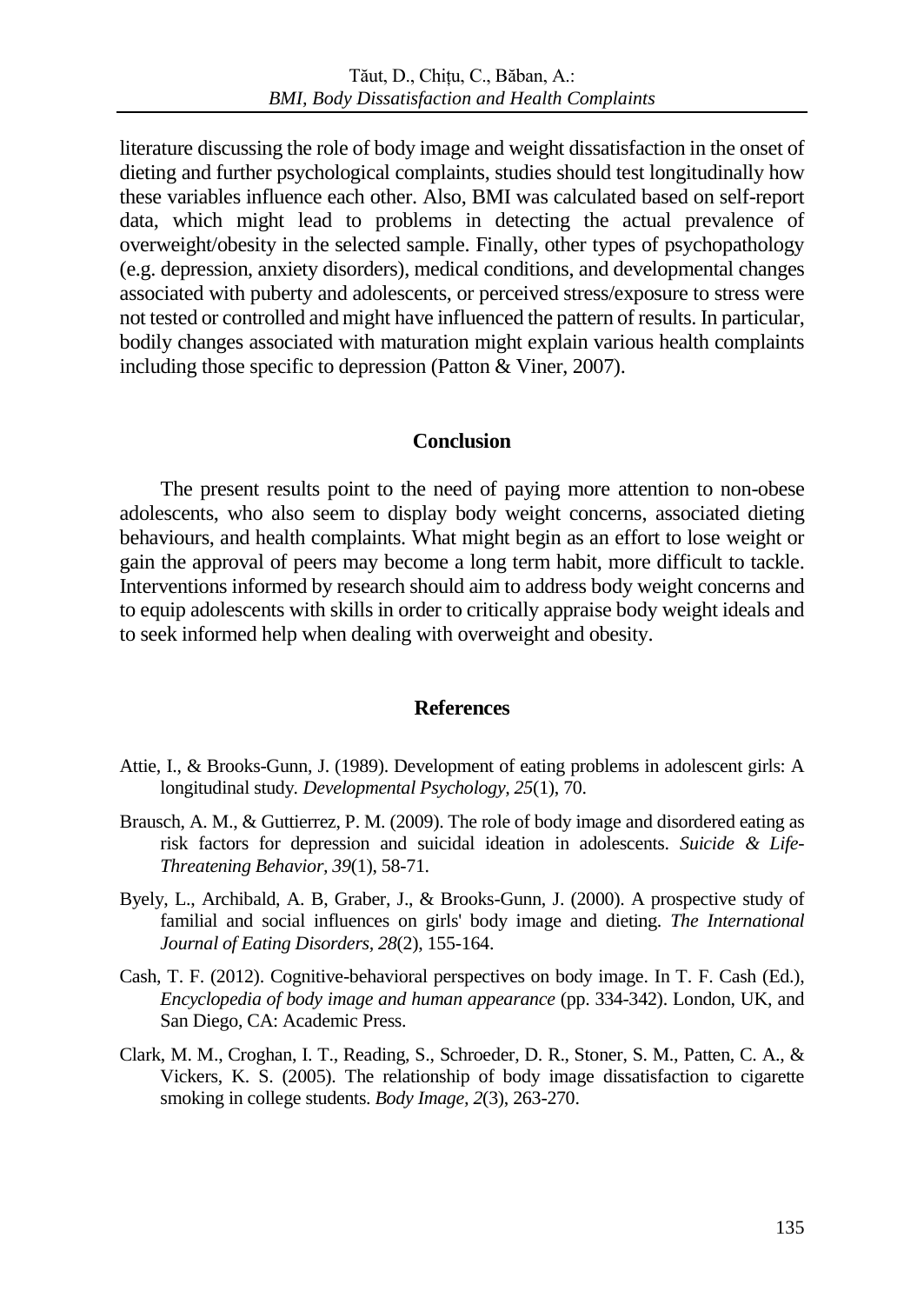literature discussing the role of body image and weight dissatisfaction in the onset of dieting and further psychological complaints, studies should test longitudinally how these variables influence each other. Also, BMI was calculated based on self-report data, which might lead to problems in detecting the actual prevalence of overweight/obesity in the selected sample. Finally, other types of psychopathology (e.g. depression, anxiety disorders), medical conditions, and developmental changes associated with puberty and adolescents, or perceived stress/exposure to stress were not tested or controlled and might have influenced the pattern of results. In particular, bodily changes associated with maturation might explain various health complaints including those specific to depression (Patton & Viner, 2007).

## Conclusion

The present results point to the need of paying more attention to non-obese adolescents, who also seem to display body weight concerns, associated dieting behaviours, and health complaints. What might begin as an effort to lose weight or gain the approval of peers may become a long term habit, more difficult to tackle. Interventions informed by research should aim to address body weight concerns and to equip adolescents with skills in order to critically appraise body weight ideals and to seek informed help when dealing with overweight and obesity.

## References

Attie, I., & Brooks-Gunn, J. (1989). Development of eating problems in adolescent girls: A longitudinal study. *Developmental Psychology, 25*(1), 70.

Brausch, A. M., & Guttierrez, P. M. (2009). The role of body image and disordered eating as risk factors for depression and suicidal ideation in adolescents. *Suicide & Life-Threatening Behavior, 39*(1), 58-71.

Byely, L., Archibald, A. B, Graber, J., & Brooks-Gunn, J. (2000). A prospective study of familial and social influences on girls' body image and dieting. *The International Journal of Eating Disorders, 28*(2), 155-164.

Cash, T. F. (2012). Cognitive-behavioral perspectives on body image. In T. F. Cash (Ed.), *Encyclopedia of body image and human appearance* (pp. 334-342). London, UK, and San Diego, CA: Academic Press.

Clark, M. M., Croghan, I. T., Reading, S., Schroeder, D. R., Stoner, S. M., Patten, C. A., & Vickers, K. S. (2005). The relationship of body image dissatisfaction to cigarette smoking in college students. *Body Image, 2*(3), 263-270.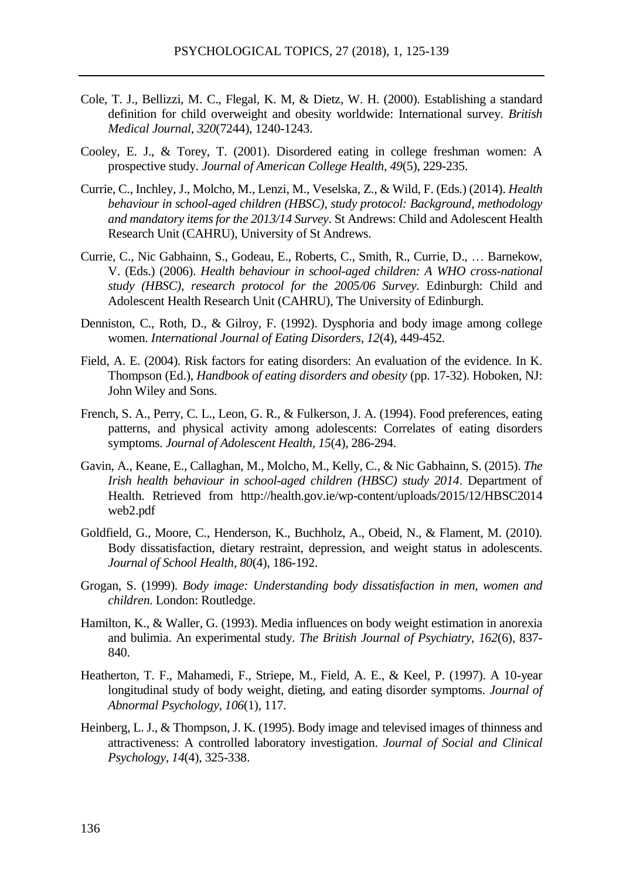Cole, T. J., Bellizzi, M. C., Flegal, K. M, & Dietz, W. H. (2000). Establishing a standard definition for child overweight and obesity worldwide: International survey. *British Medical Journal*, *320*(7244), 1240-1243.

Cooley, E. J., & Torey, T. (2001). Disordered eating in college freshman women: A prospective study. *Journal of American College Health, 49*(5), 229-235.

Currie, C., Inchley, J., Molcho, M., Lenzi, M., Veselska, Z., & Wild, F. (Eds.) (2014). *Health behaviour in school-aged children (HBSC), study protocol: Background, methodology and mandatory items for the 2013/14 Survey*. St Andrews: Child and Adolescent Health Research Unit (CAHRU), University of St Andrews.

Currie, C., Nic Gabhainn, S., Godeau, E., Roberts, C., Smith, R., Currie, D., … Barnekow, V. (Eds.) (2006). *Health behaviour in school-aged children: A WHO cross-national study (HBSC), research protocol for the 2005/06 Survey*. Edinburgh: Child and Adolescent Health Research Unit (CAHRU), The University of Edinburgh.

Denniston, C., Roth, D., & Gilroy, F. (1992). Dysphoria and body image among college women. *International Journal of Eating Disorders, 12*(4), 449-452.

Field, A. E. (2004). Risk factors for eating disorders: An evaluation of the evidence. In K. Thompson (Ed.), *Handbook of eating disorders and obesity* (pp. 17-32). Hoboken, NJ: John Wiley and Sons.

French, S. A., Perry, C. L., Leon, G. R., & Fulkerson, J. A. (1994). Food preferences, eating patterns, and physical activity among adolescents: Correlates of eating disorders symptoms. *Journal of Adolescent Health, 15*(4), 286-294.

Gavin, A., Keane, E., Callaghan, M., Molcho, M., Kelly, C., & Nic Gabhainn, S. (2015). *The Irish health behaviour in school-aged children (HBSC) study 2014*. Department of Health. Retrieved from http://health.gov.ie/wp-content/uploads/2015/12/HBSC2014web2.pdf

Goldfield, G., Moore, C., Henderson, K., Buchholz, A., Obeid, N., & Flament, M. (2010). Body dissatisfaction, dietary restraint, depression, and weight status in adolescents. *Journal of School Health, 80*(4), 186-192.

Grogan, S. (1999). *Body image: Understanding body dissatisfaction in men, women and children*. London: Routledge.

Hamilton, K., & Waller, G. (1993). Media influences on body weight estimation in anorexia and bulimia. An experimental study. *The British Journal of Psychiatry, 162*(6), 837-840.

Heatherton, T. F., Mahamedi, F., Striepe, M., Field, A. E., & Keel, P. (1997). A 10-year longitudinal study of body weight, dieting, and eating disorder symptoms. *Journal of Abnormal Psychology, 106*(1), 117.

Heinberg, L. J., & Thompson, J. K. (1995). Body image and televised images of thinness and attractiveness: A controlled laboratory investigation. *Journal of Social and Clinical Psychology, 14*(4), 325-338.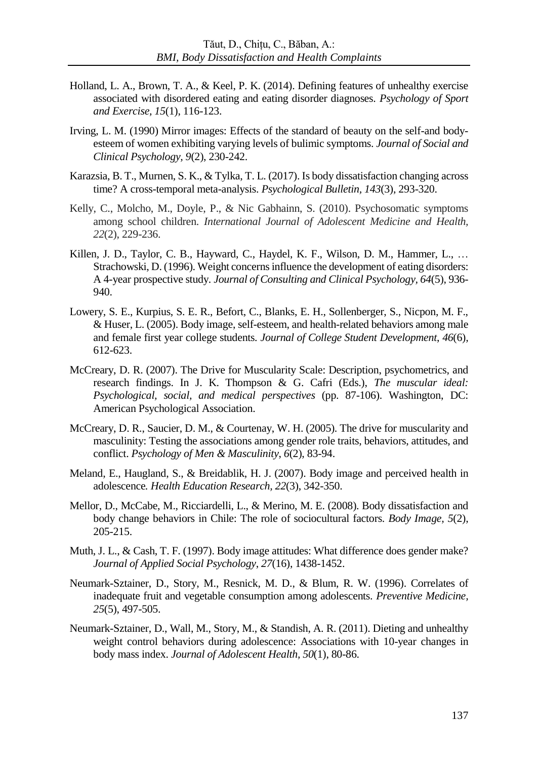Holland, L. A., Brown, T. A., & Keel, P. K. (2014). Defining features of unhealthy exercise associated with disordered eating and eating disorder diagnoses. *Psychology of Sport and Exercise, 15*(1), 116-123.

Irving, L. M. (1990) Mirror images: Effects of the standard of beauty on the self-and body-esteem of women exhibiting varying levels of bulimic symptoms. *Journal of Social and Clinical Psychology, 9*(2), 230-242.

Karazsia, B. T., Murnen, S. K., & Tylka, T. L. (2017). Is body dissatisfaction changing across time? A cross-temporal meta-analysis. *Psychological Bulletin, 143*(3), 293-320.

Kelly, C., Molcho, M., Doyle, P., & Nic Gabhainn, S. (2010). Psychosomatic symptoms among school children. *International Journal of Adolescent Medicine and Health, 22*(2), 229-236.

Killen, J. D., Taylor, C. B., Hayward, C., Haydel, K. F., Wilson, D. M., Hammer, L., … Strachowski, D. (1996). Weight concerns influence the development of eating disorders: A 4-year prospective study. *Journal of Consulting and Clinical Psychology, 64*(5), 936-940.

Lowery, S. E., Kurpius, S. E. R., Befort, C., Blanks, E. H., Sollenberger, S., Nicpon, M. F., & Huser, L. (2005). Body image, self-esteem, and health-related behaviors among male and female first year college students. *Journal of College Student Development*, *46*(6), 612-623.

McCreary, D. R. (2007). The Drive for Muscularity Scale: Description, psychometrics, and research findings. In J. K. Thompson & G. Cafri (Eds.), *The muscular ideal: Psychological, social, and medical perspectives* (pp. 87-106). Washington, DC: American Psychological Association.

McCreary, D. R., Saucier, D. M., & Courtenay, W. H. (2005). The drive for muscularity and masculinity: Testing the associations among gender role traits, behaviors, attitudes, and conflict. *Psychology of Men & Masculinity*, *6*(2), 83-94.

Meland, E., Haugland, S., & Breidablik, H. J. (2007). Body image and perceived health in adolescence*. Health Education Research*, *22*(3), 342-350.

Mellor, D., McCabe, M., Ricciardelli, L., & Merino, M. E. (2008). Body dissatisfaction and body change behaviors in Chile: The role of sociocultural factors. *Body Image, 5*(2), 205-215.

Muth, J. L., & Cash, T. F. (1997). Body image attitudes: What difference does gender make? *Journal of Applied Social Psychology*, *27*(16), 1438-1452.

Neumark-Sztainer, D., Story, M., Resnick, M. D., & Blum, R. W. (1996). Correlates of inadequate fruit and vegetable consumption among adolescents. *Preventive Medicine, 25*(5), 497-505.

Neumark-Sztainer, D., Wall, M., Story, M., & Standish, A. R. (2011). Dieting and unhealthy weight control behaviors during adolescence: Associations with 10-year changes in body mass index. *Journal of Adolescent Health, 50*(1), 80-86.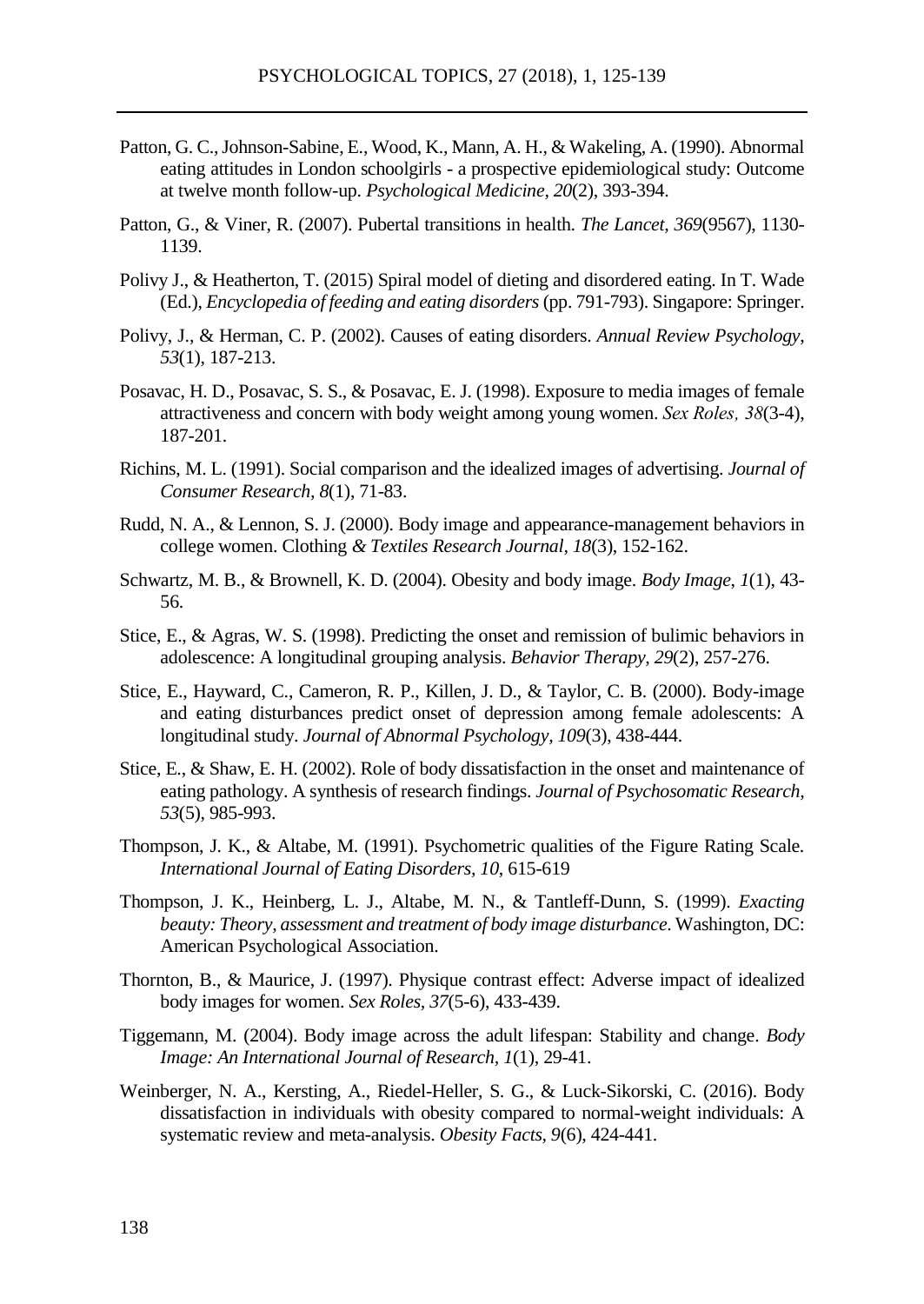Patton, G. C., Johnson-Sabine, E., Wood, K., Mann, A. H., & Wakeling, A. (1990). Abnormal eating attitudes in London schoolgirls - a prospective epidemiological study: Outcome at twelve month follow-up. *Psychological Medicine*, *20*(2), 393-394.

Patton, G., & Viner, R. (2007). Pubertal transitions in health. *The Lancet*, *369*(9567), 1130-1139.

Polivy J., & Heatherton, T. (2015) Spiral model of dieting and disordered eating. In T. Wade (Ed.), *Encyclopedia of feeding and eating disorders* (pp. 791-793). Singapore: Springer.

Polivy, J., & Herman, C. P. (2002). Causes of eating disorders. *Annual Review Psychology*, *53*(1), 187-213.

Posavac, H. D., Posavac, S. S., & Posavac, E. J. (1998). Exposure to media images of female attractiveness and concern with body weight among young women. *Sex Roles, 38*(3-4), 187-201.

Richins, M. L. (1991). Social comparison and the idealized images of advertising. *Journal of Consumer Research, 8*(1), 71-83.

Rudd, N. A., & Lennon, S. J. (2000). Body image and appearance-management behaviors in college women. Clothing *& Textiles Research Journal*, *18*(3), 152-162.

Schwartz, M. B., & Brownell, K. D. (2004). Obesity and body image. *Body Image*, *1*(1), 43-56.

Stice, E., & Agras, W. S. (1998). Predicting the onset and remission of bulimic behaviors in adolescence: A longitudinal grouping analysis. *Behavior Therapy, 29*(2), 257-276.

Stice, E., Hayward, C., Cameron, R. P., Killen, J. D., & Taylor, C. B. (2000). Body-image and eating disturbances predict onset of depression among female adolescents: A longitudinal study. *Journal of Abnormal Psychology*, *109*(3), 438-444.

Stice, E., & Shaw, E. H. (2002). Role of body dissatisfaction in the onset and maintenance of eating pathology. A synthesis of research findings. *Journal of Psychosomatic Research*, *53*(5), 985-993.

Thompson, J. K., & Altabe, M. (1991). Psychometric qualities of the Figure Rating Scale. *International Journal of Eating Disorders*, *10*, 615-619

Thompson, J. K., Heinberg, L. J., Altabe, M. N., & Tantleff-Dunn, S. (1999). *Exacting beauty: Theory, assessment and treatment of body image disturbance*. Washington, DC: American Psychological Association.

Thornton, B., & Maurice, J. (1997). Physique contrast effect: Adverse impact of idealized body images for women. *Sex Roles, 37*(5-6), 433-439.

Tiggemann, M. (2004). Body image across the adult lifespan: Stability and change. *Body Image: An International Journal of Research*, *1*(1), 29-41.

Weinberger, N. A., Kersting, A., Riedel-Heller, S. G., & Luck-Sikorski, C. (2016). Body dissatisfaction in individuals with obesity compared to normal-weight individuals: A systematic review and meta-analysis. *Obesity Facts*, *9*(6), 424-441.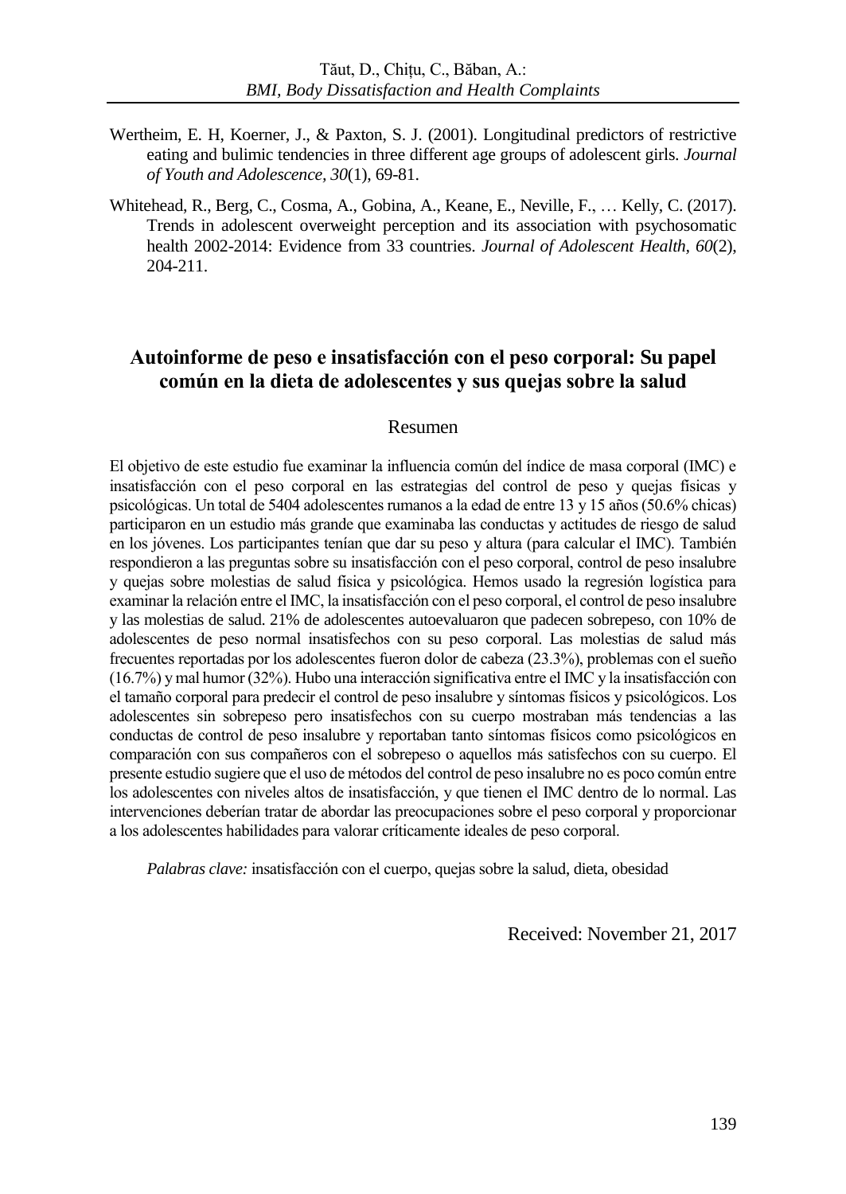Wertheim, E. H, Koerner, J., & Paxton, S. J. (2001). Longitudinal predictors of restrictive eating and bulimic tendencies in three different age groups of adolescent girls. *Journal of Youth and Adolescence*, *30*(1), 69-81.

Whitehead, R., Berg, C., Cosma, A., Gobina, A., Keane, E., Neville, F., … Kelly, C. (2017). Trends in adolescent overweight perception and its association with psychosomatic health 2002-2014: Evidence from 33 countries. *Journal of Adolescent Health*, *60*(2), 204-211.

## Autoinforme de peso e insatisfacción con el peso corporal: Su papel común en la dieta de adolescentes y sus quejas sobre la salud

### Resumen

El objetivo de este estudio fue examinar la influencia común del índice de masa corporal (IMC) e insatisfacción con el peso corporal en las estrategias del control de peso y quejas físicas y psicológicas. Un total de 5404 adolescentes rumanos a la edad de entre 13 y 15 años (50.6% chicas) participaron en un estudio más grande que examinaba las conductas y actitudes de riesgo de salud en los jóvenes. Los participantes tenían que dar su peso y altura (para calcular el IMC). También respondieron a las preguntas sobre su insatisfacción con el peso corporal, control de peso insalubre y quejas sobre molestias de salud física y psicológica. Hemos usado la regresión logística para examinar la relación entre el IMC, la insatisfacción con el peso corporal, el control de peso insalubre y las molestias de salud. 21% de adolescentes autoevaluaron que padecen sobrepeso, con 10% de adolescentes de peso normal insatisfechos con su peso corporal. Las molestias de salud más frecuentes reportadas por los adolescentes fueron dolor de cabeza (23.3%), problemas con el sueño (16.7%) y mal humor (32%). Hubo una interacción significativa entre el IMC y la insatisfacción con el tamaño corporal para predecir el control de peso insalubre y síntomas físicos y psicológicos. Los adolescentes sin sobrepeso pero insatisfechos con su cuerpo mostraban más tendencias a las conductas de control de peso insalubre y reportaban tanto síntomas físicos como psicológicos en comparación con sus compañeros con el sobrepeso o aquellos más satisfechos con su cuerpo. El presente estudio sugiere que el uso de métodos del control de peso insalubre no es poco común entre los adolescentes con niveles altos de insatisfacción, y que tienen el IMC dentro de lo normal. Las intervenciones deberían tratar de abordar las preocupaciones sobre el peso corporal y proporcionar a los adolescentes habilidades para valorar críticamente ideales de peso corporal.

*Palabras clave:* insatisfacción con el cuerpo, quejas sobre la salud, dieta, obesidad

Received: November 21, 2017